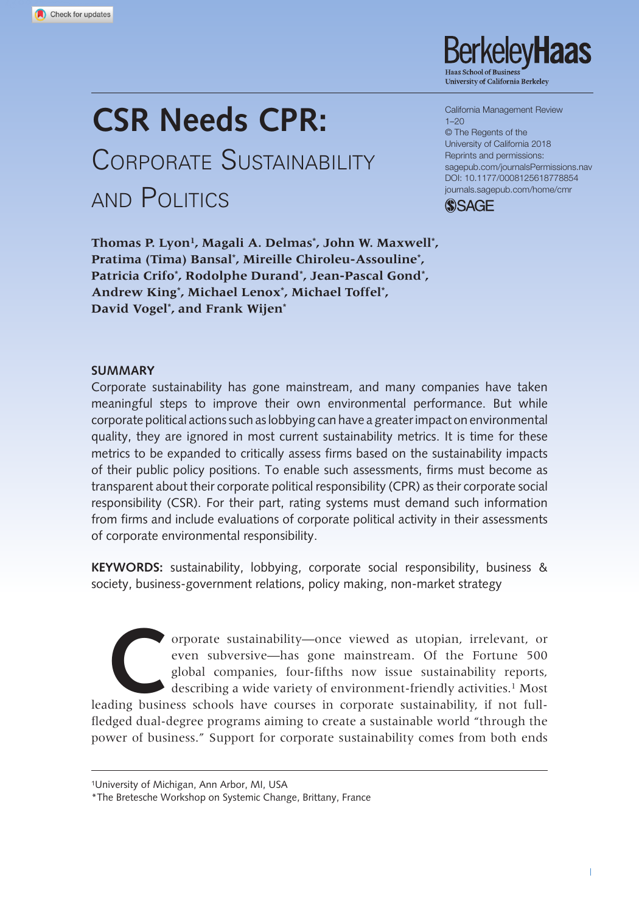# CSR Needs CPR: Corporate Sustainability and Politics

California Management Review
1–20
© The Regents of the University of California 2018
Reprints and permissions: sagepub.com/journalsPermissions.nav
DOI: 10.1177/0008125618778854
journals.sagepub.com/home/cmr

**Thomas P. Lyon[1], Magali A. Delmas[*], John W. Maxwell[*], Pratima (Tima) Bansal[*], Mireille Chiroleu-Assouline[*], Patricia Crifo[*], Rodolphe Durand[*], Jean-Pascal Gond[*], Andrew King[*], Michael Lenox[*], Michael Toffel[*], David Vogel[*], and Frank Wijen[*]**

## SUMMARY

Corporate sustainability has gone mainstream, and many companies have taken meaningful steps to improve their own environmental performance. But while corporate political actions such as lobbying can have a greater impact on environmental quality, they are ignored in most current sustainability metrics. It is time for these metrics to be expanded to critically assess firms based on the sustainability impacts of their public policy positions. To enable such assessments, firms must become as transparent about their corporate political responsibility (CPR) as their corporate social responsibility (CSR). For their part, rating systems must demand such information from firms and include evaluations of corporate political activity in their assessments of corporate environmental responsibility.

**KEYWORDS:** sustainability, lobbying, corporate social responsibility, business & society, business-government relations, policy making, non-market strategy

Corporate sustainability—once viewed as utopian, irrelevant, or even subversive—has gone mainstream. Of the Fortune 500 global companies, four-fifths now issue sustainability reports, describing a wide variety of environment-friendly activities.[1] Most leading business schools have courses in corporate sustainability, if not full-fledged dual-degree programs aiming to create a sustainable world "through the power of business." Support for corporate sustainability comes from both ends

[1]University of Michigan, Ann Arbor, MI, USA
*The Bretesche Workshop on Systemic Change, Brittany, France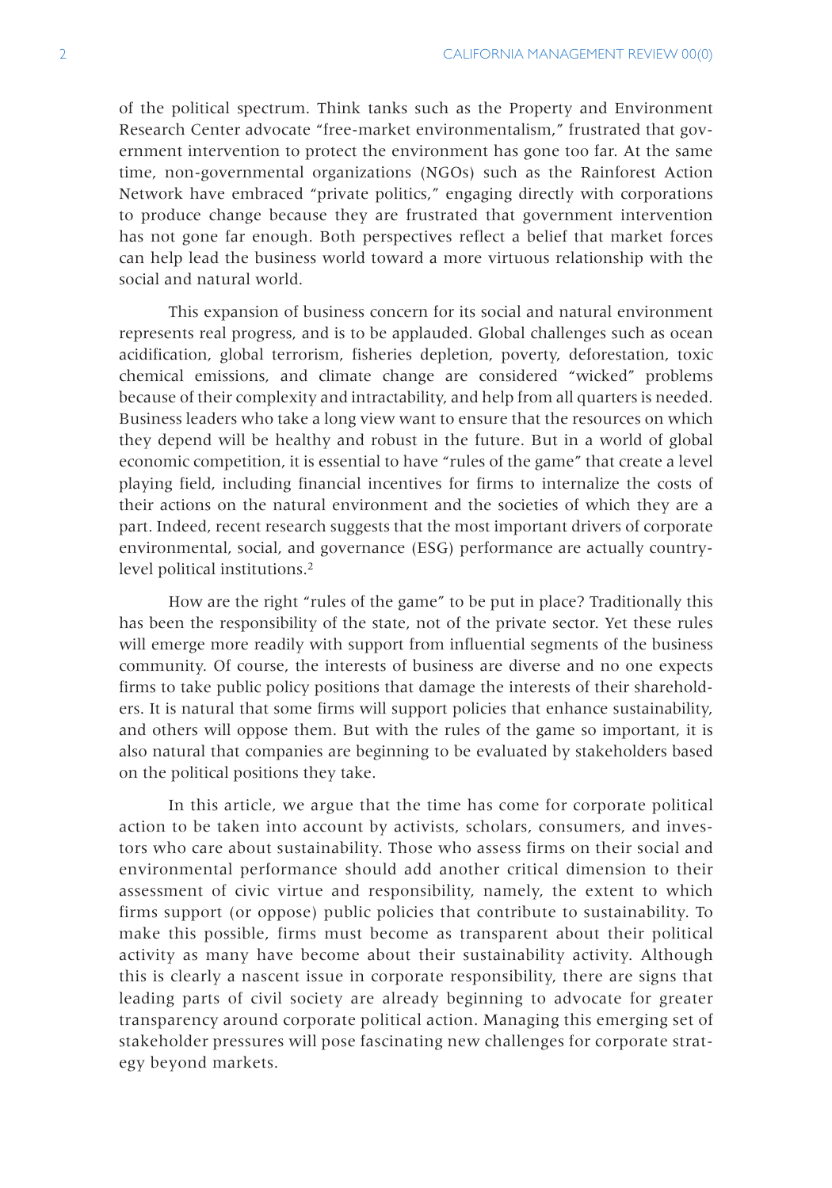of the political spectrum. Think tanks such as the Property and Environment Research Center advocate "free-market environmentalism," frustrated that government intervention to protect the environment has gone too far. At the same time, non-governmental organizations (NGOs) such as the Rainforest Action Network have embraced "private politics," engaging directly with corporations to produce change because they are frustrated that government intervention has not gone far enough. Both perspectives reflect a belief that market forces can help lead the business world toward a more virtuous relationship with the social and natural world.

This expansion of business concern for its social and natural environment represents real progress, and is to be applauded. Global challenges such as ocean acidification, global terrorism, fisheries depletion, poverty, deforestation, toxic chemical emissions, and climate change are considered "wicked" problems because of their complexity and intractability, and help from all quarters is needed. Business leaders who take a long view want to ensure that the resources on which they depend will be healthy and robust in the future. But in a world of global economic competition, it is essential to have "rules of the game" that create a level playing field, including financial incentives for firms to internalize the costs of their actions on the natural environment and the societies of which they are a part. Indeed, recent research suggests that the most important drivers of corporate environmental, social, and governance (ESG) performance are actually country-level political institutions.[2]

How are the right "rules of the game" to be put in place? Traditionally this has been the responsibility of the state, not of the private sector. Yet these rules will emerge more readily with support from influential segments of the business community. Of course, the interests of business are diverse and no one expects firms to take public policy positions that damage the interests of their shareholders. It is natural that some firms will support policies that enhance sustainability, and others will oppose them. But with the rules of the game so important, it is also natural that companies are beginning to be evaluated by stakeholders based on the political positions they take.

In this article, we argue that the time has come for corporate political action to be taken into account by activists, scholars, consumers, and investors who care about sustainability. Those who assess firms on their social and environmental performance should add another critical dimension to their assessment of civic virtue and responsibility, namely, the extent to which firms support (or oppose) public policies that contribute to sustainability. To make this possible, firms must become as transparent about their political activity as many have become about their sustainability activity. Although this is clearly a nascent issue in corporate responsibility, there are signs that leading parts of civil society are already beginning to advocate for greater transparency around corporate political action. Managing this emerging set of stakeholder pressures will pose fascinating new challenges for corporate strategy beyond markets.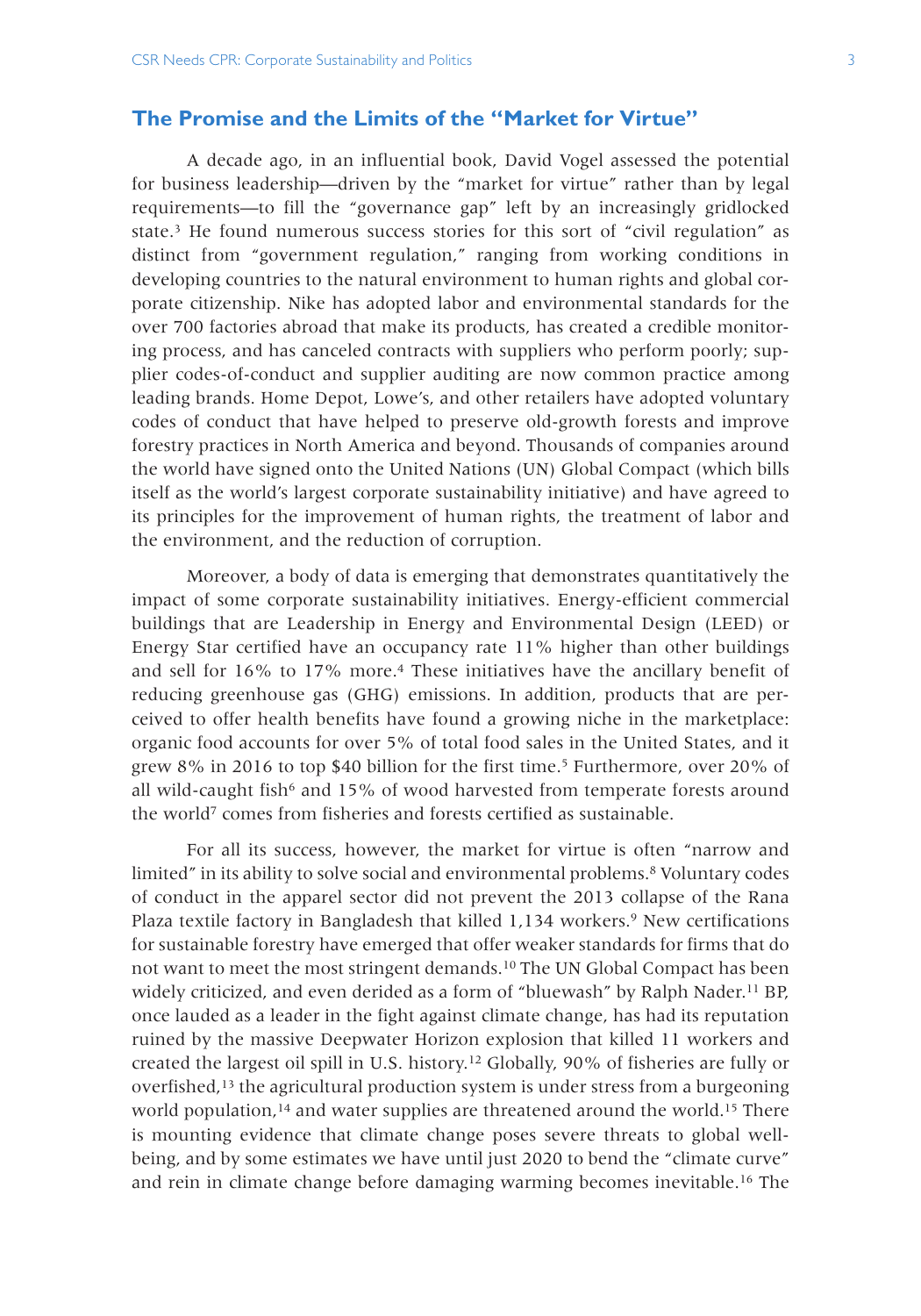## The Promise and the Limits of the "Market for Virtue"

A decade ago, in an influential book, David Vogel assessed the potential for business leadership—driven by the "market for virtue" rather than by legal requirements—to fill the "governance gap" left by an increasingly gridlocked state.[3] He found numerous success stories for this sort of "civil regulation" as distinct from "government regulation," ranging from working conditions in developing countries to the natural environment to human rights and global corporate citizenship. Nike has adopted labor and environmental standards for the over 700 factories abroad that make its products, has created a credible monitoring process, and has canceled contracts with suppliers who perform poorly; supplier codes-of-conduct and supplier auditing are now common practice among leading brands. Home Depot, Lowe's, and other retailers have adopted voluntary codes of conduct that have helped to preserve old-growth forests and improve forestry practices in North America and beyond. Thousands of companies around the world have signed onto the United Nations (UN) Global Compact (which bills itself as the world's largest corporate sustainability initiative) and have agreed to its principles for the improvement of human rights, the treatment of labor and the environment, and the reduction of corruption.

Moreover, a body of data is emerging that demonstrates quantitatively the impact of some corporate sustainability initiatives. Energy-efficient commercial buildings that are Leadership in Energy and Environmental Design (LEED) or Energy Star certified have an occupancy rate 11% higher than other buildings and sell for 16% to 17% more.[4] These initiatives have the ancillary benefit of reducing greenhouse gas (GHG) emissions. In addition, products that are perceived to offer health benefits have found a growing niche in the marketplace: organic food accounts for over 5% of total food sales in the United States, and it grew 8% in 2016 to top $40 billion for the first time.[5] Furthermore, over 20% of all wild-caught fish[6] and 15% of wood harvested from temperate forests around the world[7] comes from fisheries and forests certified as sustainable.

For all its success, however, the market for virtue is often "narrow and limited" in its ability to solve social and environmental problems.[8] Voluntary codes of conduct in the apparel sector did not prevent the 2013 collapse of the Rana Plaza textile factory in Bangladesh that killed 1,134 workers.[9] New certifications for sustainable forestry have emerged that offer weaker standards for firms that do not want to meet the most stringent demands.[10] The UN Global Compact has been widely criticized, and even derided as a form of "bluewash" by Ralph Nader.[11] BP, once lauded as a leader in the fight against climate change, has had its reputation ruined by the massive Deepwater Horizon explosion that killed 11 workers and created the largest oil spill in U.S. history.[12] Globally, 90% of fisheries are fully or overfished,[13] the agricultural production system is under stress from a burgeoning world population,[14] and water supplies are threatened around the world.[15] There is mounting evidence that climate change poses severe threats to global well-being, and by some estimates we have until just 2020 to bend the "climate curve" and rein in climate change before damaging warming becomes inevitable.[16] The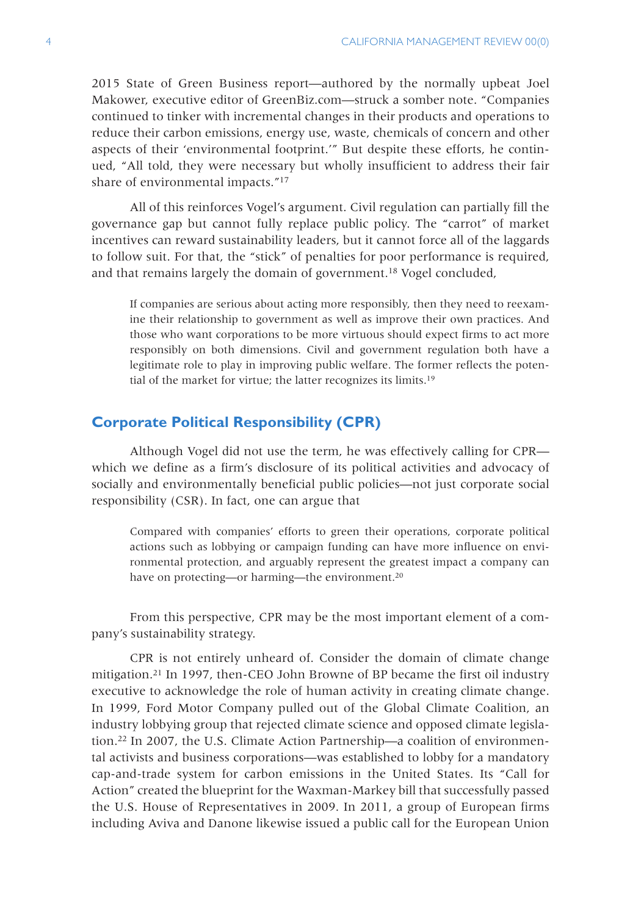2015 State of Green Business report—authored by the normally upbeat Joel Makower, executive editor of GreenBiz.com—struck a somber note. "Companies continued to tinker with incremental changes in their products and operations to reduce their carbon emissions, energy use, waste, chemicals of concern and other aspects of their 'environmental footprint.'" But despite these efforts, he continued, "All told, they were necessary but wholly insufficient to address their fair share of environmental impacts."[17]

All of this reinforces Vogel's argument. Civil regulation can partially fill the governance gap but cannot fully replace public policy. The "carrot" of market incentives can reward sustainability leaders, but it cannot force all of the laggards to follow suit. For that, the "stick" of penalties for poor performance is required, and that remains largely the domain of government.[18] Vogel concluded,

> If companies are serious about acting more responsibly, then they need to reexamine their relationship to government as well as improve their own practices. And those who want corporations to be more virtuous should expect firms to act more responsibly on both dimensions. Civil and government regulation both have a legitimate role to play in improving public welfare. The former reflects the potential of the market for virtue; the latter recognizes its limits.[19]

## Corporate Political Responsibility (CPR)

Although Vogel did not use the term, he was effectively calling for CPR—which we define as a firm's disclosure of its political activities and advocacy of socially and environmentally beneficial public policies—not just corporate social responsibility (CSR). In fact, one can argue that

> Compared with companies' efforts to green their operations, corporate political actions such as lobbying or campaign funding can have more influence on environmental protection, and arguably represent the greatest impact a company can have on protecting—or harming—the environment.[20]

From this perspective, CPR may be the most important element of a company's sustainability strategy.

CPR is not entirely unheard of. Consider the domain of climate change mitigation.[21] In 1997, then-CEO John Browne of BP became the first oil industry executive to acknowledge the role of human activity in creating climate change. In 1999, Ford Motor Company pulled out of the Global Climate Coalition, an industry lobbying group that rejected climate science and opposed climate legislation.[22] In 2007, the U.S. Climate Action Partnership—a coalition of environmental activists and business corporations—was established to lobby for a mandatory cap-and-trade system for carbon emissions in the United States. Its "Call for Action" created the blueprint for the Waxman-Markey bill that successfully passed the U.S. House of Representatives in 2009. In 2011, a group of European firms including Aviva and Danone likewise issued a public call for the European Union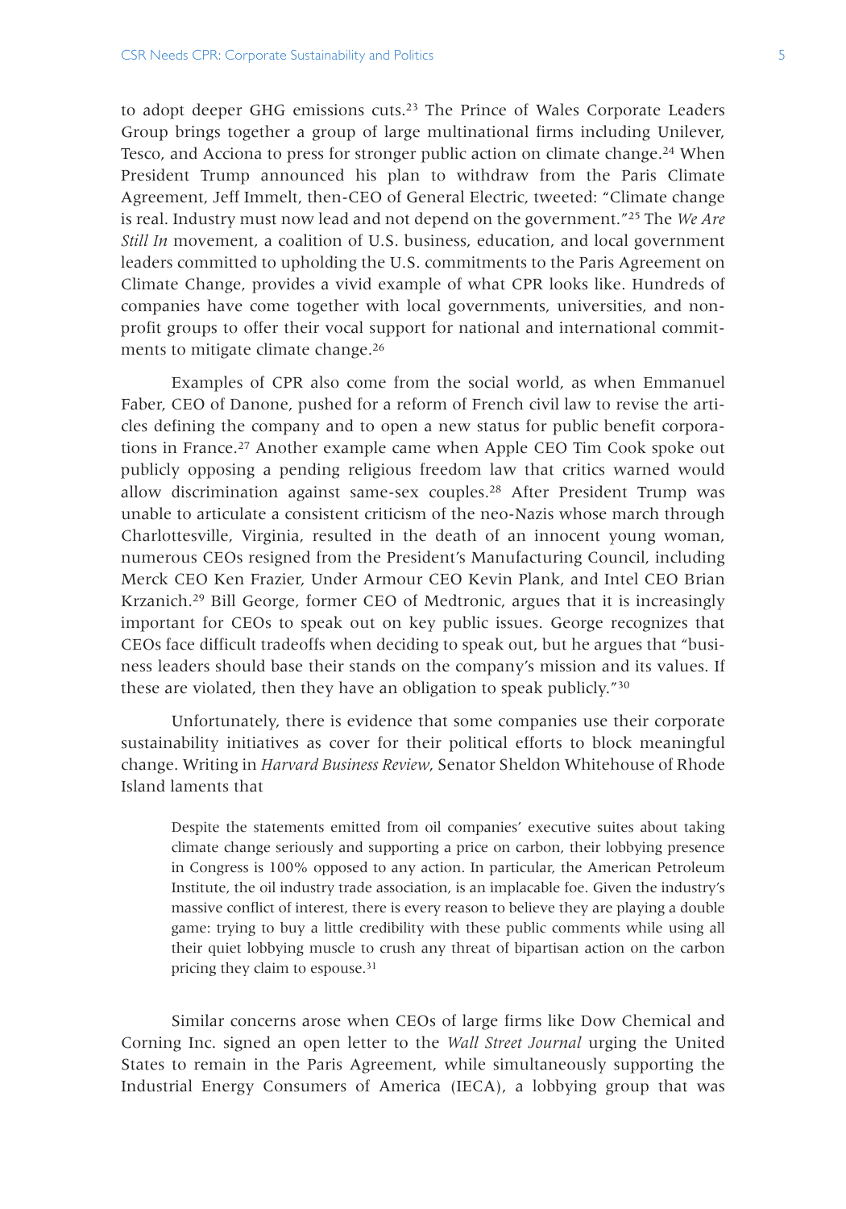to adopt deeper GHG emissions cuts.[23] The Prince of Wales Corporate Leaders Group brings together a group of large multinational firms including Unilever, Tesco, and Acciona to press for stronger public action on climate change.[24] When President Trump announced his plan to withdraw from the Paris Climate Agreement, Jeff Immelt, then-CEO of General Electric, tweeted: "Climate change is real. Industry must now lead and not depend on the government."[25] The *We Are Still In* movement, a coalition of U.S. business, education, and local government leaders committed to upholding the U.S. commitments to the Paris Agreement on Climate Change, provides a vivid example of what CPR looks like. Hundreds of companies have come together with local governments, universities, and non-profit groups to offer their vocal support for national and international commitments to mitigate climate change.[26]

Examples of CPR also come from the social world, as when Emmanuel Faber, CEO of Danone, pushed for a reform of French civil law to revise the articles defining the company and to open a new status for public benefit corporations in France.[27] Another example came when Apple CEO Tim Cook spoke out publicly opposing a pending religious freedom law that critics warned would allow discrimination against same-sex couples.[28] After President Trump was unable to articulate a consistent criticism of the neo-Nazis whose march through Charlottesville, Virginia, resulted in the death of an innocent young woman, numerous CEOs resigned from the President's Manufacturing Council, including Merck CEO Ken Frazier, Under Armour CEO Kevin Plank, and Intel CEO Brian Krzanich.[29] Bill George, former CEO of Medtronic, argues that it is increasingly important for CEOs to speak out on key public issues. George recognizes that CEOs face difficult tradeoffs when deciding to speak out, but he argues that "business leaders should base their stands on the company's mission and its values. If these are violated, then they have an obligation to speak publicly."[30]

Unfortunately, there is evidence that some companies use their corporate sustainability initiatives as cover for their political efforts to block meaningful change. Writing in *Harvard Business Review*, Senator Sheldon Whitehouse of Rhode Island laments that

> Despite the statements emitted from oil companies' executive suites about taking climate change seriously and supporting a price on carbon, their lobbying presence in Congress is 100% opposed to any action. In particular, the American Petroleum Institute, the oil industry trade association, is an implacable foe. Given the industry's massive conflict of interest, there is every reason to believe they are playing a double game: trying to buy a little credibility with these public comments while using all their quiet lobbying muscle to crush any threat of bipartisan action on the carbon pricing they claim to espouse.[31]

Similar concerns arose when CEOs of large firms like Dow Chemical and Corning Inc. signed an open letter to the *Wall Street Journal* urging the United States to remain in the Paris Agreement, while simultaneously supporting the Industrial Energy Consumers of America (IECA), a lobbying group that was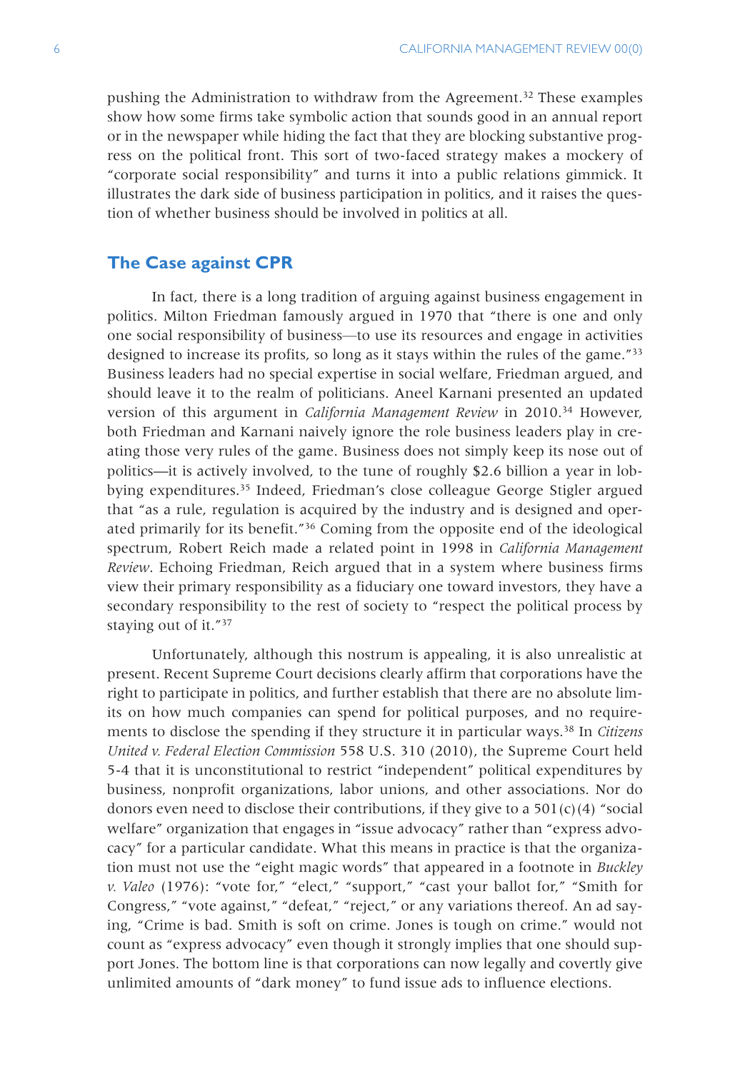pushing the Administration to withdraw from the Agreement.[32] These examples show how some firms take symbolic action that sounds good in an annual report or in the newspaper while hiding the fact that they are blocking substantive progress on the political front. This sort of two-faced strategy makes a mockery of "corporate social responsibility" and turns it into a public relations gimmick. It illustrates the dark side of business participation in politics, and it raises the question of whether business should be involved in politics at all.

## The Case against CPR

In fact, there is a long tradition of arguing against business engagement in politics. Milton Friedman famously argued in 1970 that "there is one and only one social responsibility of business—to use its resources and engage in activities designed to increase its profits, so long as it stays within the rules of the game."[33] Business leaders had no special expertise in social welfare, Friedman argued, and should leave it to the realm of politicians. Aneel Karnani presented an updated version of this argument in *California Management Review* in 2010.[34] However, both Friedman and Karnani naively ignore the role business leaders play in creating those very rules of the game. Business does not simply keep its nose out of politics—it is actively involved, to the tune of roughly $2.6 billion a year in lobbying expenditures.[35] Indeed, Friedman's close colleague George Stigler argued that "as a rule, regulation is acquired by the industry and is designed and operated primarily for its benefit."[36] Coming from the opposite end of the ideological spectrum, Robert Reich made a related point in 1998 in *California Management Review*. Echoing Friedman, Reich argued that in a system where business firms view their primary responsibility as a fiduciary one toward investors, they have a secondary responsibility to the rest of society to "respect the political process by staying out of it."[37]

Unfortunately, although this nostrum is appealing, it is also unrealistic at present. Recent Supreme Court decisions clearly affirm that corporations have the right to participate in politics, and further establish that there are no absolute limits on how much companies can spend for political purposes, and no requirements to disclose the spending if they structure it in particular ways.[38] In *Citizens United v. Federal Election Commission* 558 U.S. 310 (2010), the Supreme Court held 5-4 that it is unconstitutional to restrict "independent" political expenditures by business, nonprofit organizations, labor unions, and other associations. Nor do donors even need to disclose their contributions, if they give to a 501(c)(4) "social welfare" organization that engages in "issue advocacy" rather than "express advocacy" for a particular candidate. What this means in practice is that the organization must not use the "eight magic words" that appeared in a footnote in *Buckley v. Valeo* (1976): "vote for," "elect," "support," "cast your ballot for," "Smith for Congress," "vote against," "defeat," "reject," or any variations thereof. An ad saying, "Crime is bad. Smith is soft on crime. Jones is tough on crime." would not count as "express advocacy" even though it strongly implies that one should support Jones. The bottom line is that corporations can now legally and covertly give unlimited amounts of "dark money" to fund issue ads to influence elections.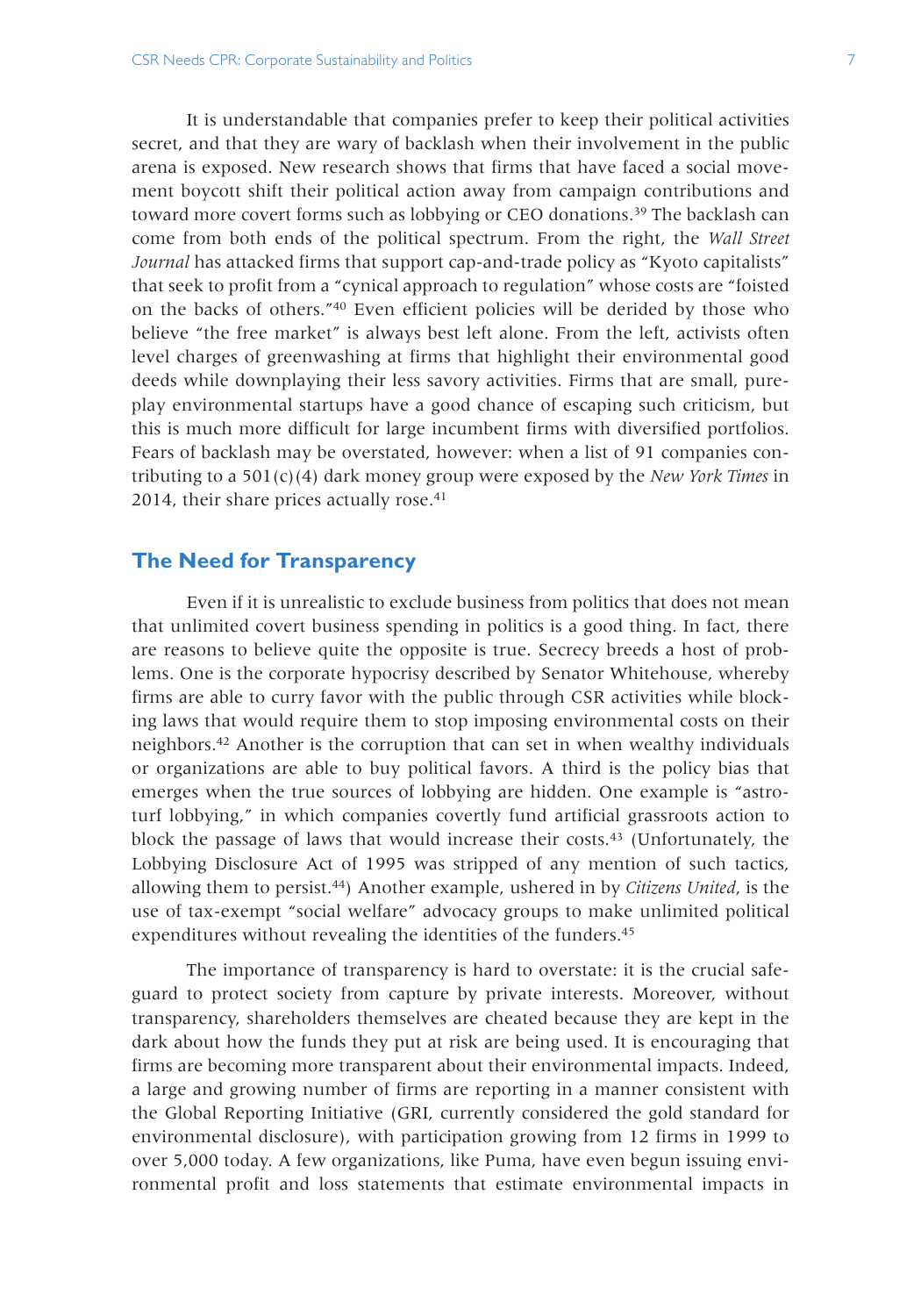It is understandable that companies prefer to keep their political activities secret, and that they are wary of backlash when their involvement in the public arena is exposed. New research shows that firms that have faced a social movement boycott shift their political action away from campaign contributions and toward more covert forms such as lobbying or CEO donations.[39] The backlash can come from both ends of the political spectrum. From the right, the *Wall Street Journal* has attacked firms that support cap-and-trade policy as "Kyoto capitalists" that seek to profit from a "cynical approach to regulation" whose costs are "foisted on the backs of others."[40] Even efficient policies will be derided by those who believe "the free market" is always best left alone. From the left, activists often level charges of greenwashing at firms that highlight their environmental good deeds while downplaying their less savory activities. Firms that are small, pure-play environmental startups have a good chance of escaping such criticism, but this is much more difficult for large incumbent firms with diversified portfolios. Fears of backlash may be overstated, however: when a list of 91 companies contributing to a 501(c)(4) dark money group were exposed by the *New York Times* in 2014, their share prices actually rose.[41]

## The Need for Transparency

Even if it is unrealistic to exclude business from politics that does not mean that unlimited covert business spending in politics is a good thing. In fact, there are reasons to believe quite the opposite is true. Secrecy breeds a host of problems. One is the corporate hypocrisy described by Senator Whitehouse, whereby firms are able to curry favor with the public through CSR activities while blocking laws that would require them to stop imposing environmental costs on their neighbors.[42] Another is the corruption that can set in when wealthy individuals or organizations are able to buy political favors. A third is the policy bias that emerges when the true sources of lobbying are hidden. One example is "astroturf lobbying," in which companies covertly fund artificial grassroots action to block the passage of laws that would increase their costs.[43] (Unfortunately, the Lobbying Disclosure Act of 1995 was stripped of any mention of such tactics, allowing them to persist.[44]) Another example, ushered in by *Citizens United*, is the use of tax-exempt "social welfare" advocacy groups to make unlimited political expenditures without revealing the identities of the funders.[45]

The importance of transparency is hard to overstate: it is the crucial safeguard to protect society from capture by private interests. Moreover, without transparency, shareholders themselves are cheated because they are kept in the dark about how the funds they put at risk are being used. It is encouraging that firms are becoming more transparent about their environmental impacts. Indeed, a large and growing number of firms are reporting in a manner consistent with the Global Reporting Initiative (GRI, currently considered the gold standard for environmental disclosure), with participation growing from 12 firms in 1999 to over 5,000 today. A few organizations, like Puma, have even begun issuing environmental profit and loss statements that estimate environmental impacts in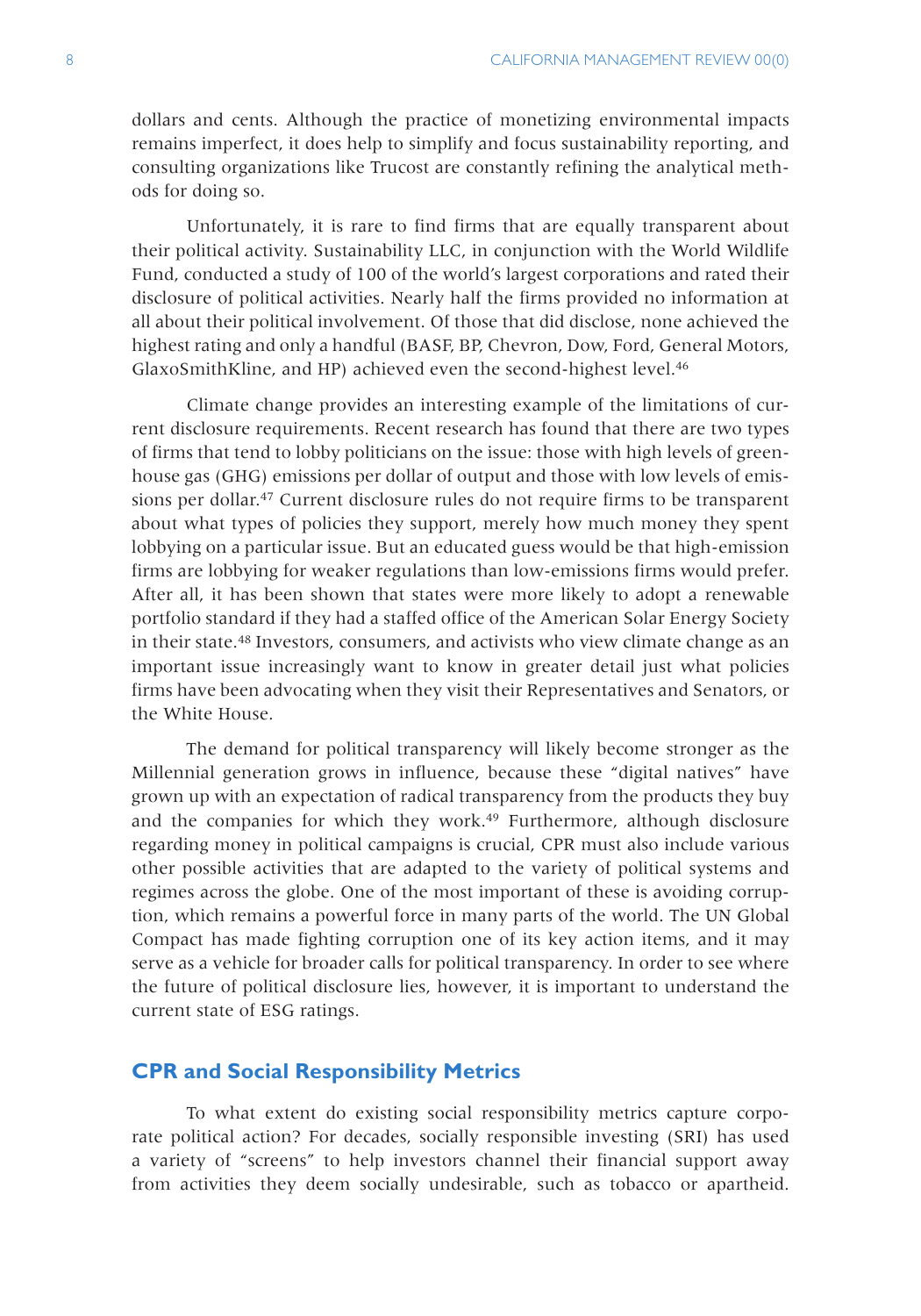dollars and cents. Although the practice of monetizing environmental impacts remains imperfect, it does help to simplify and focus sustainability reporting, and consulting organizations like Trucost are constantly refining the analytical methods for doing so.

Unfortunately, it is rare to find firms that are equally transparent about their political activity. Sustainability LLC, in conjunction with the World Wildlife Fund, conducted a study of 100 of the world's largest corporations and rated their disclosure of political activities. Nearly half the firms provided no information at all about their political involvement. Of those that did disclose, none achieved the highest rating and only a handful (BASF, BP, Chevron, Dow, Ford, General Motors, GlaxoSmithKline, and HP) achieved even the second-highest level.[46]

Climate change provides an interesting example of the limitations of current disclosure requirements. Recent research has found that there are two types of firms that tend to lobby politicians on the issue: those with high levels of greenhouse gas (GHG) emissions per dollar of output and those with low levels of emissions per dollar.[47] Current disclosure rules do not require firms to be transparent about what types of policies they support, merely how much money they spent lobbying on a particular issue. But an educated guess would be that high-emission firms are lobbying for weaker regulations than low-emissions firms would prefer. After all, it has been shown that states were more likely to adopt a renewable portfolio standard if they had a staffed office of the American Solar Energy Society in their state.[48] Investors, consumers, and activists who view climate change as an important issue increasingly want to know in greater detail just what policies firms have been advocating when they visit their Representatives and Senators, or the White House.

The demand for political transparency will likely become stronger as the Millennial generation grows in influence, because these "digital natives" have grown up with an expectation of radical transparency from the products they buy and the companies for which they work.[49] Furthermore, although disclosure regarding money in political campaigns is crucial, CPR must also include various other possible activities that are adapted to the variety of political systems and regimes across the globe. One of the most important of these is avoiding corruption, which remains a powerful force in many parts of the world. The UN Global Compact has made fighting corruption one of its key action items, and it may serve as a vehicle for broader calls for political transparency. In order to see where the future of political disclosure lies, however, it is important to understand the current state of ESG ratings.

## CPR and Social Responsibility Metrics

To what extent do existing social responsibility metrics capture corporate political action? For decades, socially responsible investing (SRI) has used a variety of "screens" to help investors channel their financial support away from activities they deem socially undesirable, such as tobacco or apartheid.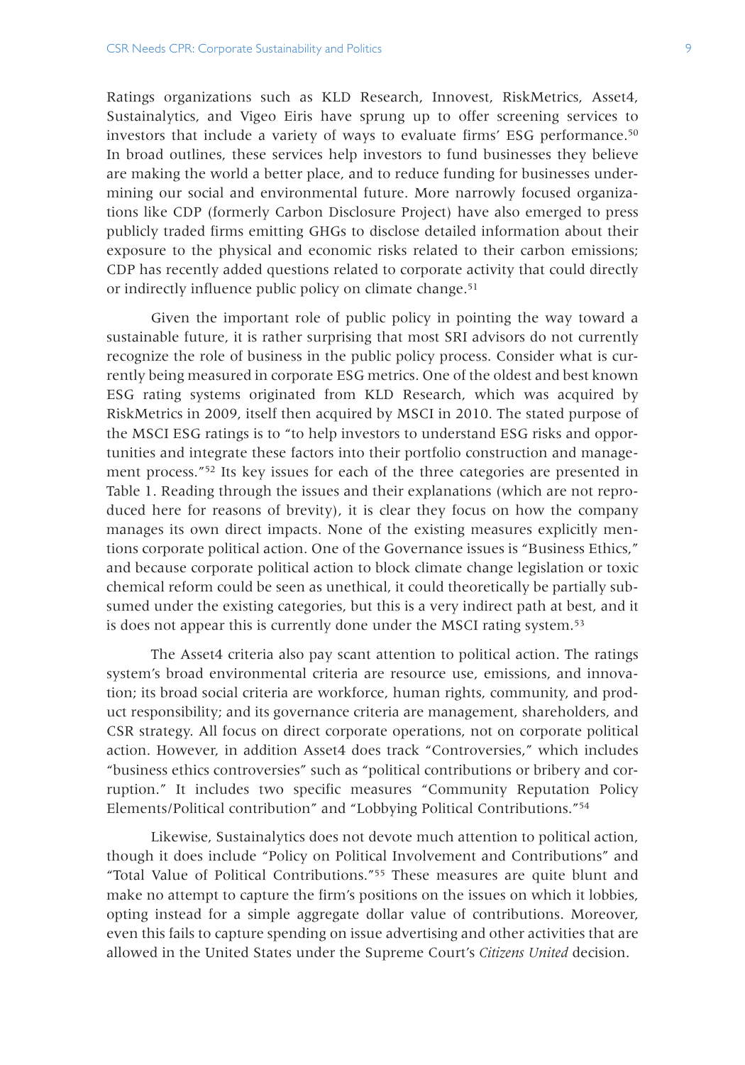Ratings organizations such as KLD Research, Innovest, RiskMetrics, Asset4, Sustainalytics, and Vigeo Eiris have sprung up to offer screening services to investors that include a variety of ways to evaluate firms' ESG performance.[50] In broad outlines, these services help investors to fund businesses they believe are making the world a better place, and to reduce funding for businesses undermining our social and environmental future. More narrowly focused organizations like CDP (formerly Carbon Disclosure Project) have also emerged to press publicly traded firms emitting GHGs to disclose detailed information about their exposure to the physical and economic risks related to their carbon emissions; CDP has recently added questions related to corporate activity that could directly or indirectly influence public policy on climate change.[51]

Given the important role of public policy in pointing the way toward a sustainable future, it is rather surprising that most SRI advisors do not currently recognize the role of business in the public policy process. Consider what is currently being measured in corporate ESG metrics. One of the oldest and best known ESG rating systems originated from KLD Research, which was acquired by RiskMetrics in 2009, itself then acquired by MSCI in 2010. The stated purpose of the MSCI ESG ratings is to "to help investors to understand ESG risks and opportunities and integrate these factors into their portfolio construction and management process."[52] Its key issues for each of the three categories are presented in Table 1. Reading through the issues and their explanations (which are not reproduced here for reasons of brevity), it is clear they focus on how the company manages its own direct impacts. None of the existing measures explicitly mentions corporate political action. One of the Governance issues is "Business Ethics," and because corporate political action to block climate change legislation or toxic chemical reform could be seen as unethical, it could theoretically be partially subsumed under the existing categories, but this is a very indirect path at best, and it is does not appear this is currently done under the MSCI rating system.[53]

The Asset4 criteria also pay scant attention to political action. The ratings system's broad environmental criteria are resource use, emissions, and innovation; its broad social criteria are workforce, human rights, community, and product responsibility; and its governance criteria are management, shareholders, and CSR strategy. All focus on direct corporate operations, not on corporate political action. However, in addition Asset4 does track "Controversies," which includes "business ethics controversies" such as "political contributions or bribery and corruption." It includes two specific measures "Community Reputation Policy Elements/Political contribution" and "Lobbying Political Contributions."[54]

Likewise, Sustainalytics does not devote much attention to political action, though it does include "Policy on Political Involvement and Contributions" and "Total Value of Political Contributions."[55] These measures are quite blunt and make no attempt to capture the firm's positions on the issues on which it lobbies, opting instead for a simple aggregate dollar value of contributions. Moreover, even this fails to capture spending on issue advertising and other activities that are allowed in the United States under the Supreme Court's *Citizens United* decision.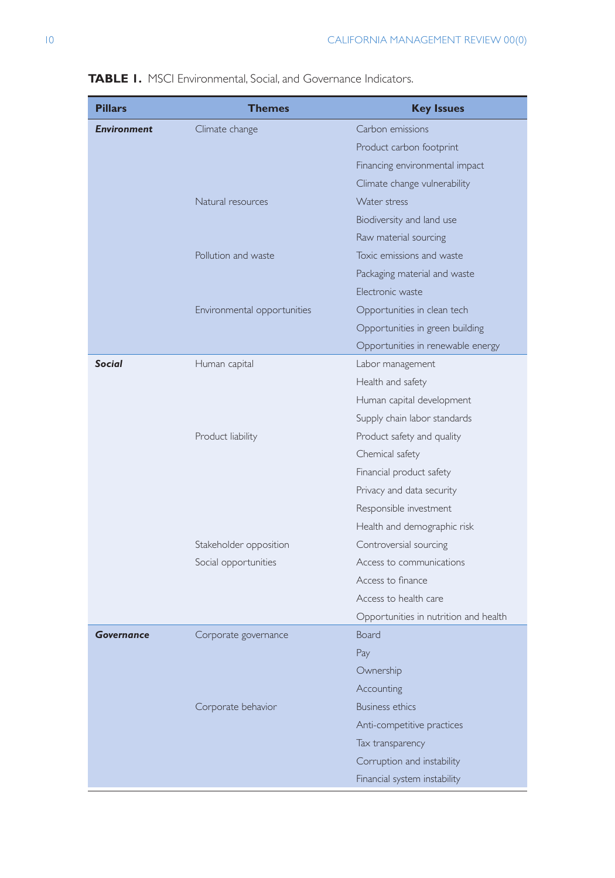**TABLE 1.** MSCI Environmental, Social, and Governance Indicators.

| Pillars | Themes | Key Issues |
|---|---|---|
| ***Environment*** | Climate change | Carbon emissions |
| | | Product carbon footprint |
| | | Financing environmental impact |
| | | Climate change vulnerability |
| | Natural resources | Water stress |
| | | Biodiversity and land use |
| | | Raw material sourcing |
| | Pollution and waste | Toxic emissions and waste |
| | | Packaging material and waste |
| | | Electronic waste |
| | Environmental opportunities | Opportunities in clean tech |
| | | Opportunities in green building |
| | | Opportunities in renewable energy |
| ***Social*** | Human capital | Labor management |
| | | Health and safety |
| | | Human capital development |
| | | Supply chain labor standards |
| | Product liability | Product safety and quality |
| | | Chemical safety |
| | | Financial product safety |
| | | Privacy and data security |
| | | Responsible investment |
| | | Health and demographic risk |
| | Stakeholder opposition | Controversial sourcing |
| | Social opportunities | Access to communications |
| | | Access to finance |
| | | Access to health care |
| | | Opportunities in nutrition and health |
| ***Governance*** | Corporate governance | Board |
| | | Pay |
| | | Ownership |
| | | Accounting |
| | Corporate behavior | Business ethics |
| | | Anti-competitive practices |
| | | Tax transparency |
| | | Corruption and instability |
| | | Financial system instability |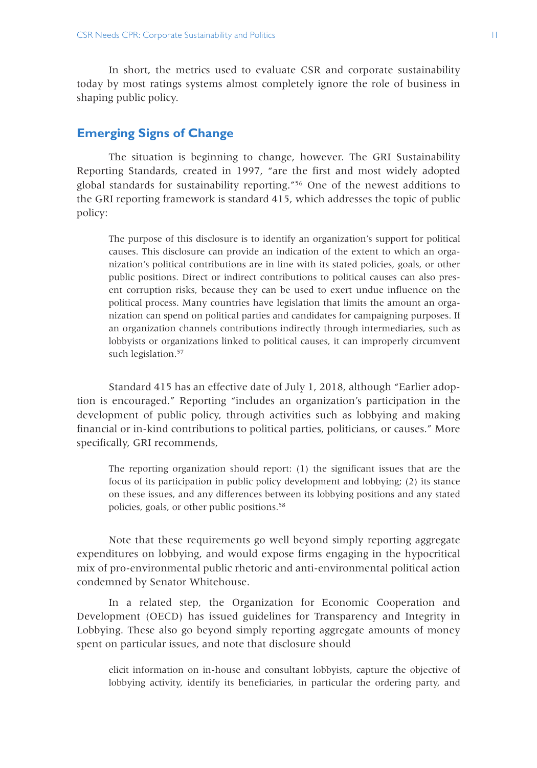In short, the metrics used to evaluate CSR and corporate sustainability today by most ratings systems almost completely ignore the role of business in shaping public policy.

## Emerging Signs of Change

The situation is beginning to change, however. The GRI Sustainability Reporting Standards, created in 1997, "are the first and most widely adopted global standards for sustainability reporting."[56] One of the newest additions to the GRI reporting framework is standard 415, which addresses the topic of public policy:

> The purpose of this disclosure is to identify an organization's support for political causes. This disclosure can provide an indication of the extent to which an organization's political contributions are in line with its stated policies, goals, or other public positions. Direct or indirect contributions to political causes can also present corruption risks, because they can be used to exert undue influence on the political process. Many countries have legislation that limits the amount an organization can spend on political parties and candidates for campaigning purposes. If an organization channels contributions indirectly through intermediaries, such as lobbyists or organizations linked to political causes, it can improperly circumvent such legislation.[57]

Standard 415 has an effective date of July 1, 2018, although "Earlier adoption is encouraged." Reporting "includes an organization's participation in the development of public policy, through activities such as lobbying and making financial or in-kind contributions to political parties, politicians, or causes." More specifically, GRI recommends,

> The reporting organization should report: (1) the significant issues that are the focus of its participation in public policy development and lobbying; (2) its stance on these issues, and any differences between its lobbying positions and any stated policies, goals, or other public positions.[58]

Note that these requirements go well beyond simply reporting aggregate expenditures on lobbying, and would expose firms engaging in the hypocritical mix of pro-environmental public rhetoric and anti-environmental political action condemned by Senator Whitehouse.

In a related step, the Organization for Economic Cooperation and Development (OECD) has issued guidelines for Transparency and Integrity in Lobbying. These also go beyond simply reporting aggregate amounts of money spent on particular issues, and note that disclosure should

> elicit information on in-house and consultant lobbyists, capture the objective of lobbying activity, identify its beneficiaries, in particular the ordering party, and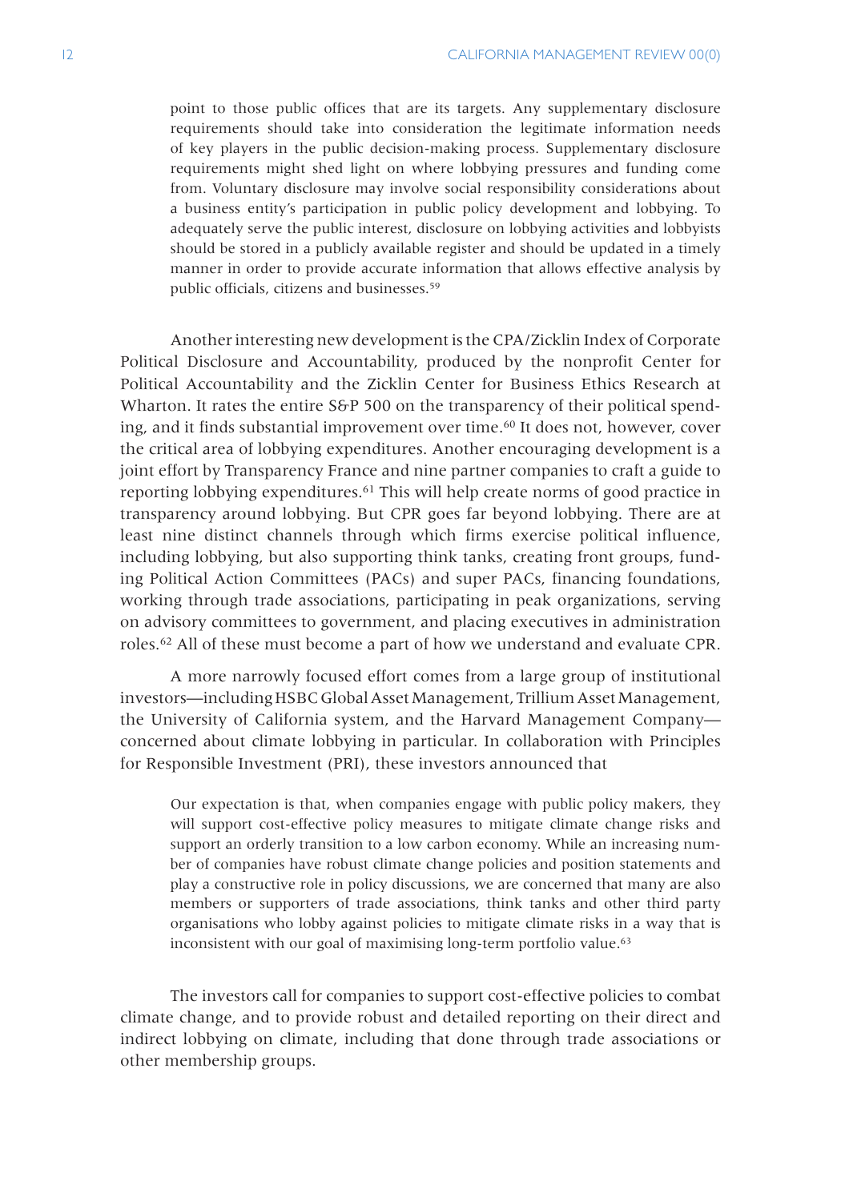> point to those public offices that are its targets. Any supplementary disclosure requirements should take into consideration the legitimate information needs of key players in the public decision-making process. Supplementary disclosure requirements might shed light on where lobbying pressures and funding come from. Voluntary disclosure may involve social responsibility considerations about a business entity's participation in public policy development and lobbying. To adequately serve the public interest, disclosure on lobbying activities and lobbyists should be stored in a publicly available register and should be updated in a timely manner in order to provide accurate information that allows effective analysis by public officials, citizens and businesses.[59]

Another interesting new development is the CPA/Zicklin Index of Corporate Political Disclosure and Accountability, produced by the nonprofit Center for Political Accountability and the Zicklin Center for Business Ethics Research at Wharton. It rates the entire S&P 500 on the transparency of their political spending, and it finds substantial improvement over time.[60] It does not, however, cover the critical area of lobbying expenditures. Another encouraging development is a joint effort by Transparency France and nine partner companies to craft a guide to reporting lobbying expenditures.[61] This will help create norms of good practice in transparency around lobbying. But CPR goes far beyond lobbying. There are at least nine distinct channels through which firms exercise political influence, including lobbying, but also supporting think tanks, creating front groups, funding Political Action Committees (PACs) and super PACs, financing foundations, working through trade associations, participating in peak organizations, serving on advisory committees to government, and placing executives in administration roles.[62] All of these must become a part of how we understand and evaluate CPR.

A more narrowly focused effort comes from a large group of institutional investors—including HSBC Global Asset Management, Trillium Asset Management, the University of California system, and the Harvard Management Company—concerned about climate lobbying in particular. In collaboration with Principles for Responsible Investment (PRI), these investors announced that

> Our expectation is that, when companies engage with public policy makers, they will support cost-effective policy measures to mitigate climate change risks and support an orderly transition to a low carbon economy. While an increasing number of companies have robust climate change policies and position statements and play a constructive role in policy discussions, we are concerned that many are also members or supporters of trade associations, think tanks and other third party organisations who lobby against policies to mitigate climate risks in a way that is inconsistent with our goal of maximising long-term portfolio value.[63]

The investors call for companies to support cost-effective policies to combat climate change, and to provide robust and detailed reporting on their direct and indirect lobbying on climate, including that done through trade associations or other membership groups.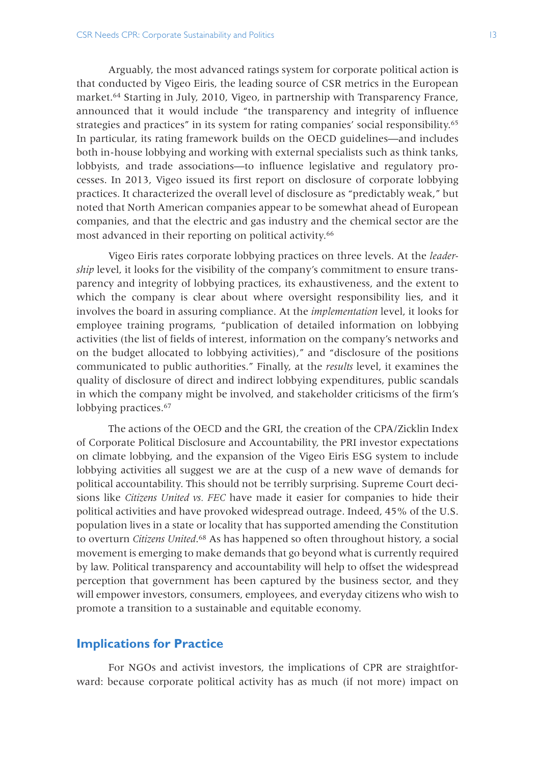Arguably, the most advanced ratings system for corporate political action is that conducted by Vigeo Eiris, the leading source of CSR metrics in the European market.[64] Starting in July, 2010, Vigeo, in partnership with Transparency France, announced that it would include "the transparency and integrity of influence strategies and practices" in its system for rating companies' social responsibility.[65] In particular, its rating framework builds on the OECD guidelines—and includes both in-house lobbying and working with external specialists such as think tanks, lobbyists, and trade associations—to influence legislative and regulatory processes. In 2013, Vigeo issued its first report on disclosure of corporate lobbying practices. It characterized the overall level of disclosure as "predictably weak," but noted that North American companies appear to be somewhat ahead of European companies, and that the electric and gas industry and the chemical sector are the most advanced in their reporting on political activity.[66]

Vigeo Eiris rates corporate lobbying practices on three levels. At the *leadership* level, it looks for the visibility of the company's commitment to ensure transparency and integrity of lobbying practices, its exhaustiveness, and the extent to which the company is clear about where oversight responsibility lies, and it involves the board in assuring compliance. At the *implementation* level, it looks for employee training programs, "publication of detailed information on lobbying activities (the list of fields of interest, information on the company's networks and on the budget allocated to lobbying activities)," and "disclosure of the positions communicated to public authorities." Finally, at the *results* level, it examines the quality of disclosure of direct and indirect lobbying expenditures, public scandals in which the company might be involved, and stakeholder criticisms of the firm's lobbying practices.[67]

The actions of the OECD and the GRI, the creation of the CPA/Zicklin Index of Corporate Political Disclosure and Accountability, the PRI investor expectations on climate lobbying, and the expansion of the Vigeo Eiris ESG system to include lobbying activities all suggest we are at the cusp of a new wave of demands for political accountability. This should not be terribly surprising. Supreme Court decisions like *Citizens United vs. FEC* have made it easier for companies to hide their political activities and have provoked widespread outrage. Indeed, 45% of the U.S. population lives in a state or locality that has supported amending the Constitution to overturn *Citizens United*.[68] As has happened so often throughout history, a social movement is emerging to make demands that go beyond what is currently required by law. Political transparency and accountability will help to offset the widespread perception that government has been captured by the business sector, and they will empower investors, consumers, employees, and everyday citizens who wish to promote a transition to a sustainable and equitable economy.

## Implications for Practice

For NGOs and activist investors, the implications of CPR are straightforward: because corporate political activity has as much (if not more) impact on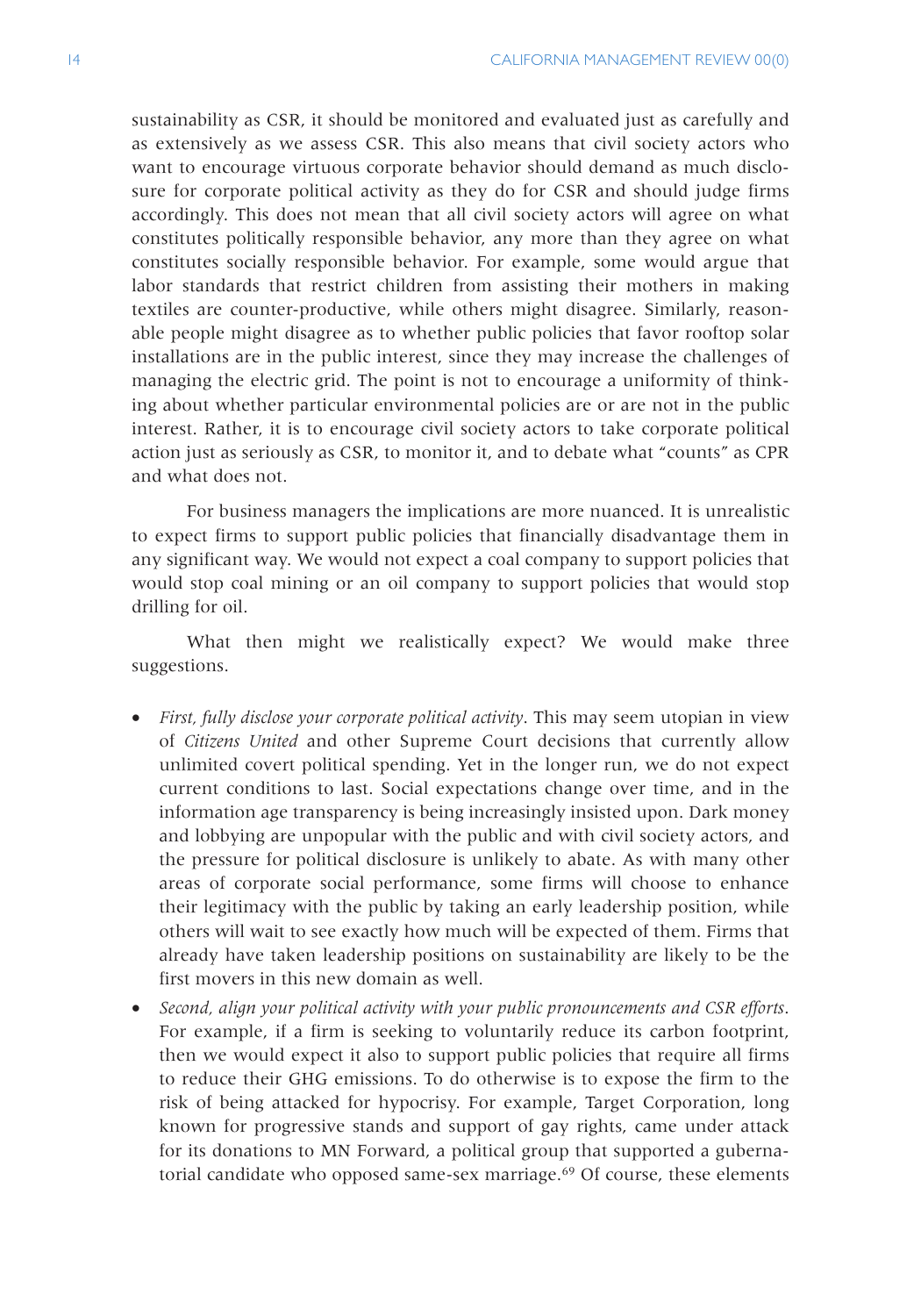sustainability as CSR, it should be monitored and evaluated just as carefully and as extensively as we assess CSR. This also means that civil society actors who want to encourage virtuous corporate behavior should demand as much disclosure for corporate political activity as they do for CSR and should judge firms accordingly. This does not mean that all civil society actors will agree on what constitutes politically responsible behavior, any more than they agree on what constitutes socially responsible behavior. For example, some would argue that labor standards that restrict children from assisting their mothers in making textiles are counter-productive, while others might disagree. Similarly, reasonable people might disagree as to whether public policies that favor rooftop solar installations are in the public interest, since they may increase the challenges of managing the electric grid. The point is not to encourage a uniformity of thinking about whether particular environmental policies are or are not in the public interest. Rather, it is to encourage civil society actors to take corporate political action just as seriously as CSR, to monitor it, and to debate what "counts" as CPR and what does not.

For business managers the implications are more nuanced. It is unrealistic to expect firms to support public policies that financially disadvantage them in any significant way. We would not expect a coal company to support policies that would stop coal mining or an oil company to support policies that would stop drilling for oil.

What then might we realistically expect? We would make three suggestions.

- *First, fully disclose your corporate political activity*. This may seem utopian in view of *Citizens United* and other Supreme Court decisions that currently allow unlimited covert political spending. Yet in the longer run, we do not expect current conditions to last. Social expectations change over time, and in the information age transparency is being increasingly insisted upon. Dark money and lobbying are unpopular with the public and with civil society actors, and the pressure for political disclosure is unlikely to abate. As with many other areas of corporate social performance, some firms will choose to enhance their legitimacy with the public by taking an early leadership position, while others will wait to see exactly how much will be expected of them. Firms that already have taken leadership positions on sustainability are likely to be the first movers in this new domain as well.
- *Second, align your political activity with your public pronouncements and CSR efforts*. For example, if a firm is seeking to voluntarily reduce its carbon footprint, then we would expect it also to support public policies that require all firms to reduce their GHG emissions. To do otherwise is to expose the firm to the risk of being attacked for hypocrisy. For example, Target Corporation, long known for progressive stands and support of gay rights, came under attack for its donations to MN Forward, a political group that supported a gubernatorial candidate who opposed same-sex marriage.[69] Of course, these elements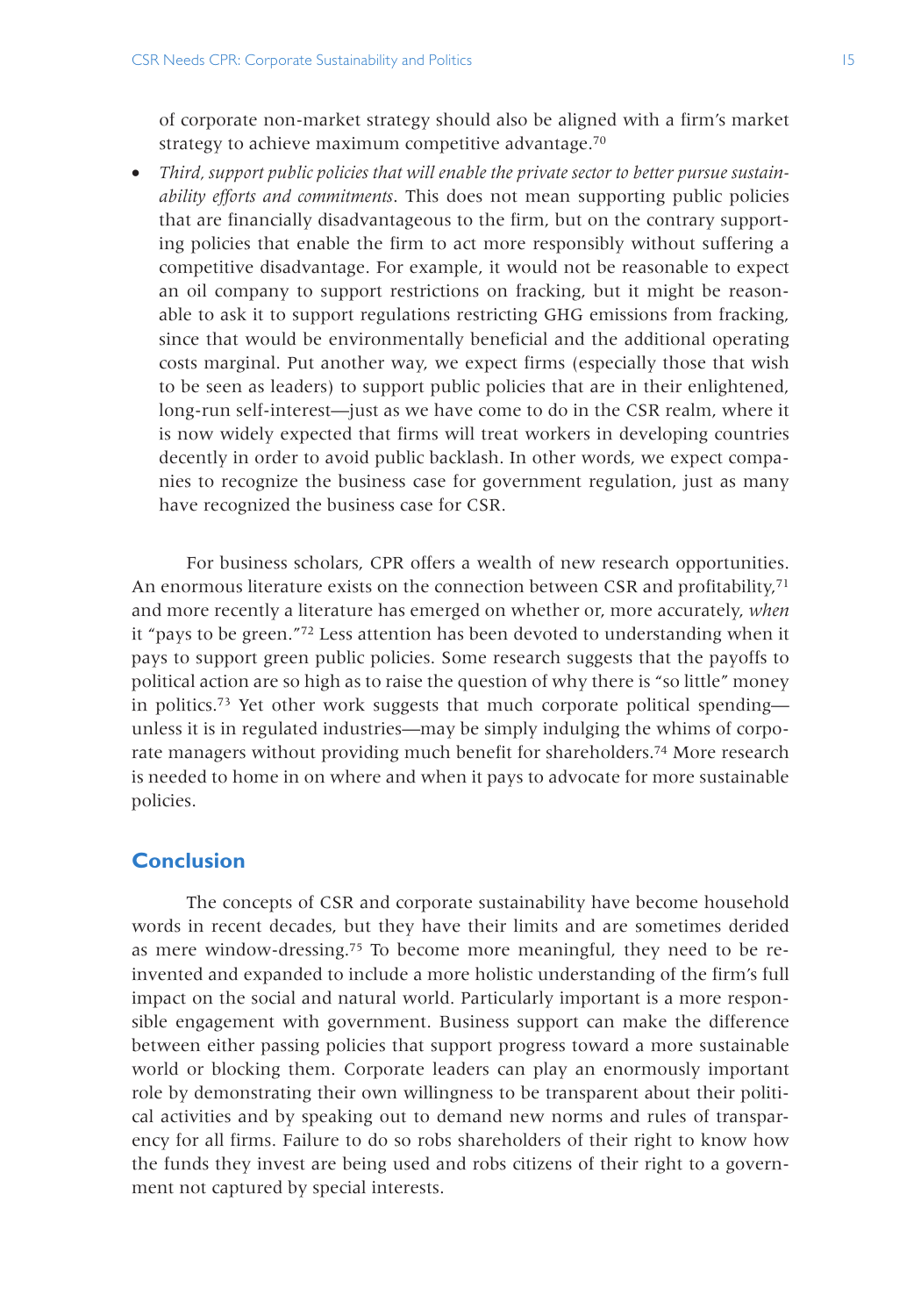of corporate non-market strategy should also be aligned with a firm's market strategy to achieve maximum competitive advantage.[70]

- *Third, support public policies that will enable the private sector to better pursue sustainability efforts and commitments*. This does not mean supporting public policies that are financially disadvantageous to the firm, but on the contrary supporting policies that enable the firm to act more responsibly without suffering a competitive disadvantage. For example, it would not be reasonable to expect an oil company to support restrictions on fracking, but it might be reasonable to ask it to support regulations restricting GHG emissions from fracking, since that would be environmentally beneficial and the additional operating costs marginal. Put another way, we expect firms (especially those that wish to be seen as leaders) to support public policies that are in their enlightened, long-run self-interest—just as we have come to do in the CSR realm, where it is now widely expected that firms will treat workers in developing countries decently in order to avoid public backlash. In other words, we expect companies to recognize the business case for government regulation, just as many have recognized the business case for CSR.

For business scholars, CPR offers a wealth of new research opportunities. An enormous literature exists on the connection between CSR and profitability,[71] and more recently a literature has emerged on whether or, more accurately, *when* it "pays to be green."[72] Less attention has been devoted to understanding when it pays to support green public policies. Some research suggests that the payoffs to political action are so high as to raise the question of why there is "so little" money in politics.[73] Yet other work suggests that much corporate political spending—unless it is in regulated industries—may be simply indulging the whims of corporate managers without providing much benefit for shareholders.[74] More research is needed to home in on where and when it pays to advocate for more sustainable policies.

## Conclusion

The concepts of CSR and corporate sustainability have become household words in recent decades, but they have their limits and are sometimes derided as mere window-dressing.[75] To become more meaningful, they need to be reinvented and expanded to include a more holistic understanding of the firm's full impact on the social and natural world. Particularly important is a more responsible engagement with government. Business support can make the difference between either passing policies that support progress toward a more sustainable world or blocking them. Corporate leaders can play an enormously important role by demonstrating their own willingness to be transparent about their political activities and by speaking out to demand new norms and rules of transparency for all firms. Failure to do so robs shareholders of their right to know how the funds they invest are being used and robs citizens of their right to a government not captured by special interests.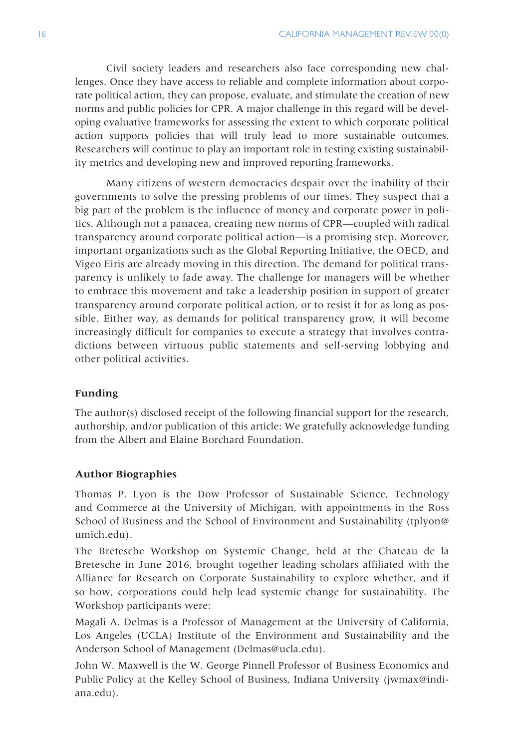Civil society leaders and researchers also face corresponding new challenges. Once they have access to reliable and complete information about corporate political action, they can propose, evaluate, and stimulate the creation of new norms and public policies for CPR. A major challenge in this regard will be developing evaluative frameworks for assessing the extent to which corporate political action supports policies that will truly lead to more sustainable outcomes. Researchers will continue to play an important role in testing existing sustainability metrics and developing new and improved reporting frameworks.

Many citizens of western democracies despair over the inability of their governments to solve the pressing problems of our times. They suspect that a big part of the problem is the influence of money and corporate power in politics. Although not a panacea, creating new norms of CPR—coupled with radical transparency around corporate political action—is a promising step. Moreover, important organizations such as the Global Reporting Initiative, the OECD, and Vigeo Eiris are already moving in this direction. The demand for political transparency is unlikely to fade away. The challenge for managers will be whether to embrace this movement and take a leadership position in support of greater transparency around corporate political action, or to resist it for as long as possible. Either way, as demands for political transparency grow, it will become increasingly difficult for companies to execute a strategy that involves contradictions between virtuous public statements and self-serving lobbying and other political activities.

## Funding

The author(s) disclosed receipt of the following financial support for the research, authorship, and/or publication of this article: We gratefully acknowledge funding from the Albert and Elaine Borchard Foundation.

## Author Biographies

Thomas P. Lyon is the Dow Professor of Sustainable Science, Technology and Commerce at the University of Michigan, with appointments in the Ross School of Business and the School of Environment and Sustainability (tplyon@umich.edu).

The Bretesche Workshop on Systemic Change, held at the Chateau de la Bretesche in June 2016, brought together leading scholars affiliated with the Alliance for Research on Corporate Sustainability to explore whether, and if so how, corporations could help lead systemic change for sustainability. The Workshop participants were:

Magali A. Delmas is a Professor of Management at the University of California, Los Angeles (UCLA) Institute of the Environment and Sustainability and the Anderson School of Management (Delmas@ucla.edu).

John W. Maxwell is the W. George Pinnell Professor of Business Economics and Public Policy at the Kelley School of Business, Indiana University (jwmax@indiana.edu).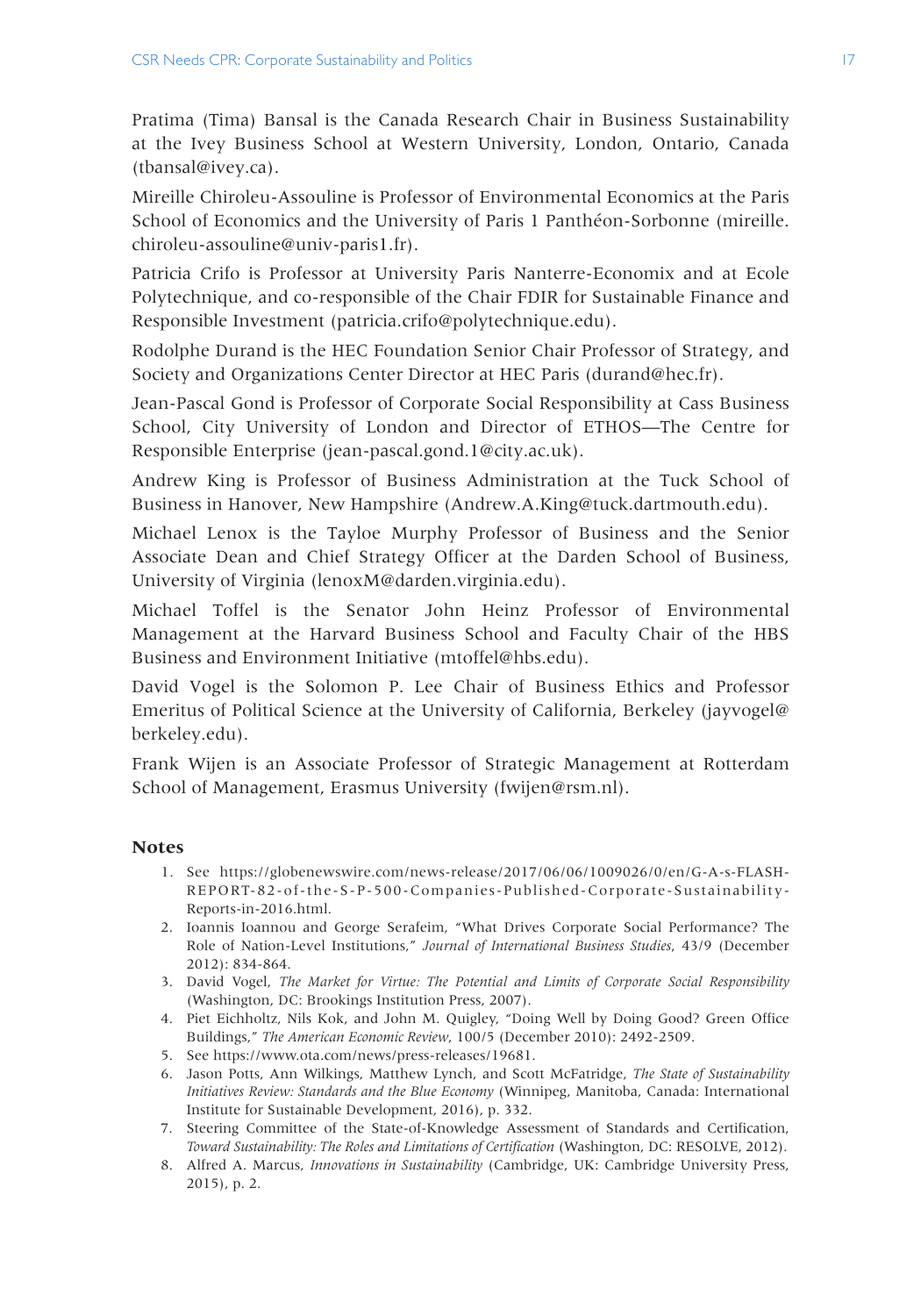Pratima (Tima) Bansal is the Canada Research Chair in Business Sustainability at the Ivey Business School at Western University, London, Ontario, Canada (tbansal@ivey.ca).

Mireille Chiroleu-Assouline is Professor of Environmental Economics at the Paris School of Economics and the University of Paris 1 Panthéon-Sorbonne (mireille.chiroleu-assouline@univ-paris1.fr).

Patricia Crifo is Professor at University Paris Nanterre-Economix and at Ecole Polytechnique, and co-responsible of the Chair FDIR for Sustainable Finance and Responsible Investment (patricia.crifo@polytechnique.edu).

Rodolphe Durand is the HEC Foundation Senior Chair Professor of Strategy, and Society and Organizations Center Director at HEC Paris (durand@hec.fr).

Jean-Pascal Gond is Professor of Corporate Social Responsibility at Cass Business School, City University of London and Director of ETHOS—The Centre for Responsible Enterprise (jean-pascal.gond.1@city.ac.uk).

Andrew King is Professor of Business Administration at the Tuck School of Business in Hanover, New Hampshire (Andrew.A.King@tuck.dartmouth.edu).

Michael Lenox is the Tayloe Murphy Professor of Business and the Senior Associate Dean and Chief Strategy Officer at the Darden School of Business, University of Virginia (lenoxM@darden.virginia.edu).

Michael Toffel is the Senator John Heinz Professor of Environmental Management at the Harvard Business School and Faculty Chair of the HBS Business and Environment Initiative (mtoffel@hbs.edu).

David Vogel is the Solomon P. Lee Chair of Business Ethics and Professor Emeritus of Political Science at the University of California, Berkeley (jayvogel@berkeley.edu).

Frank Wijen is an Associate Professor of Strategic Management at Rotterdam School of Management, Erasmus University (fwijen@rsm.nl).

## Notes

1. See https://globenewswire.com/news-release/2017/06/06/1009026/0/en/G-A-s-FLASH-REPORT-82-of-the-S-P-500-Companies-Published-Corporate-Sustainability-Reports-in-2016.html.
2. Ioannis Ioannou and George Serafeim, "What Drives Corporate Social Performance? The Role of Nation-Level Institutions," *Journal of International Business Studies*, 43/9 (December 2012): 834-864.
3. David Vogel, *The Market for Virtue: The Potential and Limits of Corporate Social Responsibility* (Washington, DC: Brookings Institution Press, 2007).
4. Piet Eichholtz, Nils Kok, and John M. Quigley, "Doing Well by Doing Good? Green Office Buildings," *The American Economic Review*, 100/5 (December 2010): 2492-2509.
5. See https://www.ota.com/news/press-releases/19681.
6. Jason Potts, Ann Wilkings, Matthew Lynch, and Scott McFatridge, *The State of Sustainability Initiatives Review: Standards and the Blue Economy* (Winnipeg, Manitoba, Canada: International Institute for Sustainable Development, 2016), p. 332.
7. Steering Committee of the State-of-Knowledge Assessment of Standards and Certification, *Toward Sustainability: The Roles and Limitations of Certification* (Washington, DC: RESOLVE, 2012).
8. Alfred A. Marcus, *Innovations in Sustainability* (Cambridge, UK: Cambridge University Press, 2015), p. 2.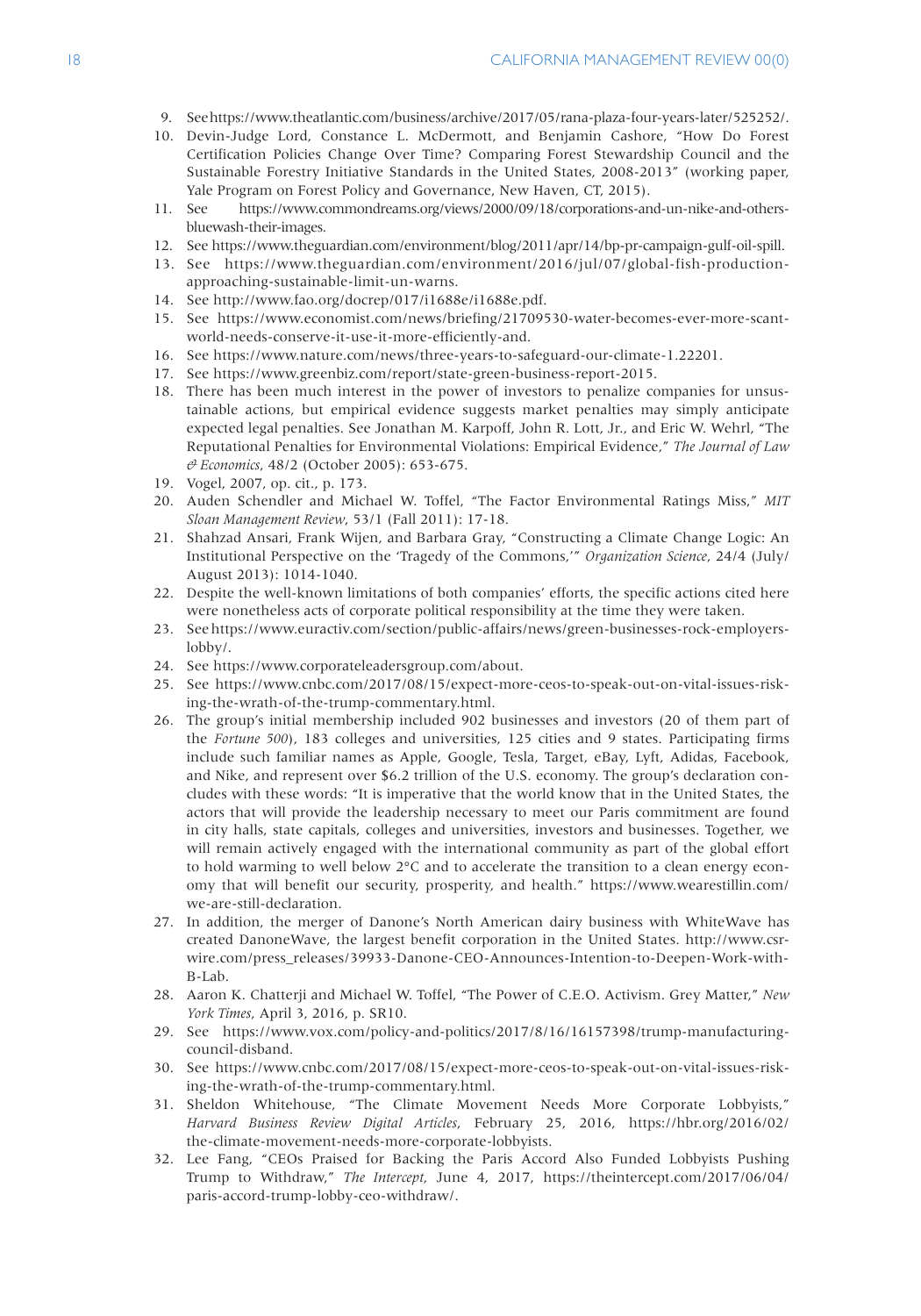9. See https://www.theatlantic.com/business/archive/2017/05/rana-plaza-four-years-later/525252/.
10. Devin-Judge Lord, Constance L. McDermott, and Benjamin Cashore, "How Do Forest Certification Policies Change Over Time? Comparing Forest Stewardship Council and the Sustainable Forestry Initiative Standards in the United States, 2008-2013" (working paper, Yale Program on Forest Policy and Governance, New Haven, CT, 2015).
11. See https://www.commondreams.org/views/2000/09/18/corporations-and-un-nike-and-others-bluewash-their-images.
12. See https://www.theguardian.com/environment/blog/2011/apr/14/bp-pr-campaign-gulf-oil-spill.
13. See https://www.theguardian.com/environment/2016/jul/07/global-fish-production-approaching-sustainable-limit-un-warns.
14. See http://www.fao.org/docrep/017/i1688e/i1688e.pdf.
15. See https://www.economist.com/news/briefing/21709530-water-becomes-ever-more-scant-world-needs-conserve-it-use-it-more-efficiently-and.
16. See https://www.nature.com/news/three-years-to-safeguard-our-climate-1.22201.
17. See https://www.greenbiz.com/report/state-green-business-report-2015.
18. There has been much interest in the power of investors to penalize companies for unsustainable actions, but empirical evidence suggests market penalties may simply anticipate expected legal penalties. See Jonathan M. Karpoff, John R. Lott, Jr., and Eric W. Wehrl, "The Reputational Penalties for Environmental Violations: Empirical Evidence," *The Journal of Law & Economics*, 48/2 (October 2005): 653-675.
19. Vogel, 2007, op. cit., p. 173.
20. Auden Schendler and Michael W. Toffel, "The Factor Environmental Ratings Miss," *MIT Sloan Management Review*, 53/1 (Fall 2011): 17-18.
21. Shahzad Ansari, Frank Wijen, and Barbara Gray, "Constructing a Climate Change Logic: An Institutional Perspective on the 'Tragedy of the Commons,'" *Organization Science*, 24/4 (July/August 2013): 1014-1040.
22. Despite the well-known limitations of both companies' efforts, the specific actions cited here were nonetheless acts of corporate political responsibility at the time they were taken.
23. See https://www.euractiv.com/section/public-affairs/news/green-businesses-rock-employers-lobby/.
24. See https://www.corporateleadersgroup.com/about.
25. See https://www.cnbc.com/2017/08/15/expect-more-ceos-to-speak-out-on-vital-issues-risking-the-wrath-of-the-trump-commentary.html.
26. The group's initial membership included 902 businesses and investors (20 of them part of the *Fortune 500*), 183 colleges and universities, 125 cities and 9 states. Participating firms include such familiar names as Apple, Google, Tesla, Target, eBay, Lyft, Adidas, Facebook, and Nike, and represent over $6.2 trillion of the U.S. economy. The group's declaration concludes with these words: "It is imperative that the world know that in the United States, the actors that will provide the leadership necessary to meet our Paris commitment are found in city halls, state capitals, colleges and universities, investors and businesses. Together, we will remain actively engaged with the international community as part of the global effort to hold warming to well below 2°C and to accelerate the transition to a clean energy economy that will benefit our security, prosperity, and health." https://www.wearestillin.com/we-are-still-declaration.
27. In addition, the merger of Danone's North American dairy business with WhiteWave has created DanoneWave, the largest benefit corporation in the United States. http://www.csrwire.com/press_releases/39933-Danone-CEO-Announces-Intention-to-Deepen-Work-with-B-Lab.
28. Aaron K. Chatterji and Michael W. Toffel, "The Power of C.E.O. Activism. Grey Matter," *New York Times*, April 3, 2016, p. SR10.
29. See https://www.vox.com/policy-and-politics/2017/8/16/16157398/trump-manufacturing-council-disband.
30. See https://www.cnbc.com/2017/08/15/expect-more-ceos-to-speak-out-on-vital-issues-risking-the-wrath-of-the-trump-commentary.html.
31. Sheldon Whitehouse, "The Climate Movement Needs More Corporate Lobbyists," *Harvard Business Review Digital Articles*, February 25, 2016, https://hbr.org/2016/02/the-climate-movement-needs-more-corporate-lobbyists.
32. Lee Fang, "CEOs Praised for Backing the Paris Accord Also Funded Lobbyists Pushing Trump to Withdraw," *The Intercept*, June 4, 2017, https://theintercept.com/2017/06/04/paris-accord-trump-lobby-ceo-withdraw/.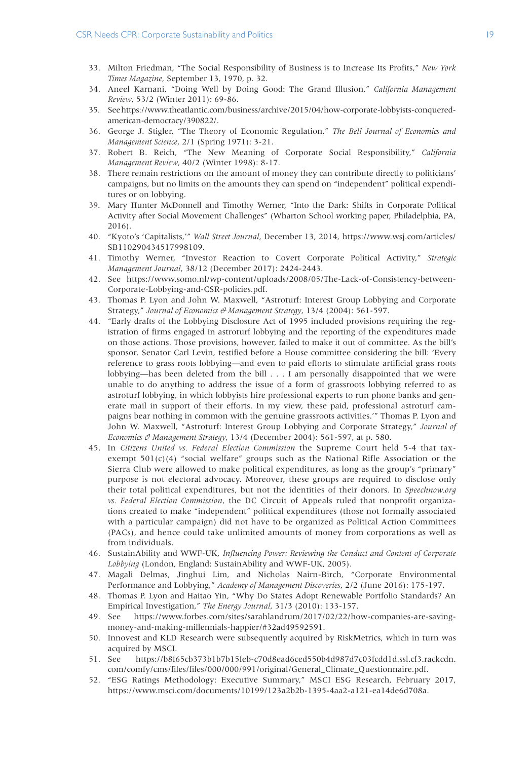33. Milton Friedman, "The Social Responsibility of Business is to Increase Its Profits," *New York Times Magazine*, September 13, 1970, p. 32.
34. Aneel Karnani, "Doing Well by Doing Good: The Grand Illusion," *California Management Review*, 53/2 (Winter 2011): 69-86.
35. See https://www.theatlantic.com/business/archive/2015/04/how-corporate-lobbyists-conquered-american-democracy/390822/.
36. George J. Stigler, "The Theory of Economic Regulation," *The Bell Journal of Economics and Management Science*, 2/1 (Spring 1971): 3-21.
37. Robert B. Reich, "The New Meaning of Corporate Social Responsibility," *California Management Review*, 40/2 (Winter 1998): 8-17.
38. There remain restrictions on the amount of money they can contribute directly to politicians' campaigns, but no limits on the amounts they can spend on "independent" political expenditures or on lobbying.
39. Mary Hunter McDonnell and Timothy Werner, "Into the Dark: Shifts in Corporate Political Activity after Social Movement Challenges" (Wharton School working paper, Philadelphia, PA, 2016).
40. "Kyoto's 'Capitalists,'" *Wall Street Journal*, December 13, 2014, https://www.wsj.com/articles/SB110290434517998109.
41. Timothy Werner, "Investor Reaction to Covert Corporate Political Activity," *Strategic Management Journal*, 38/12 (December 2017): 2424-2443.
42. See https://www.somo.nl/wp-content/uploads/2008/05/The-Lack-of-Consistency-between-Corporate-Lobbying-and-CSR-policies.pdf.
43. Thomas P. Lyon and John W. Maxwell, "Astroturf: Interest Group Lobbying and Corporate Strategy," *Journal of Economics & Management Strategy*, 13/4 (2004): 561-597.
44. "Early drafts of the Lobbying Disclosure Act of 1995 included provisions requiring the registration of firms engaged in astroturf lobbying and the reporting of the expenditures made on those actions. Those provisions, however, failed to make it out of committee. As the bill's sponsor, Senator Carl Levin, testified before a House committee considering the bill: 'Every reference to grass roots lobbying—and even to paid efforts to stimulate artificial grass roots lobbying—has been deleted from the bill . . . I am personally disappointed that we were unable to do anything to address the issue of a form of grassroots lobbying referred to as astroturf lobbying, in which lobbyists hire professional experts to run phone banks and generate mail in support of their efforts. In my view, these paid, professional astroturf campaigns bear nothing in common with the genuine grassroots activities.'" Thomas P. Lyon and John W. Maxwell, "Astroturf: Interest Group Lobbying and Corporate Strategy," *Journal of Economics & Management Strategy*, 13/4 (December 2004): 561-597, at p. 580.
45. In *Citizens United vs. Federal Election Commission* the Supreme Court held 5-4 that tax-exempt 501(c)(4) "social welfare" groups such as the National Rifle Association or the Sierra Club were allowed to make political expenditures, as long as the group's "primary" purpose is not electoral advocacy. Moreover, these groups are required to disclose only their total political expenditures, but not the identities of their donors. In *Speechnow.org vs. Federal Election Commission*, the DC Circuit of Appeals ruled that nonprofit organizations created to make "independent" political expenditures (those not formally associated with a particular campaign) did not have to be organized as Political Action Committees (PACs), and hence could take unlimited amounts of money from corporations as well as from individuals.
46. SustainAbility and WWF-UK, *Influencing Power: Reviewing the Conduct and Content of Corporate Lobbying* (London, England: SustainAbility and WWF-UK, 2005).
47. Magali Delmas, Jinghui Lim, and Nicholas Nairn-Birch, "Corporate Environmental Performance and Lobbying," *Academy of Management Discoveries*, 2/2 (June 2016): 175-197.
48. Thomas P. Lyon and Haitao Yin, "Why Do States Adopt Renewable Portfolio Standards? An Empirical Investigation," *The Energy Journal*, 31/3 (2010): 133-157.
49. See https://www.forbes.com/sites/sarahlandrum/2017/02/22/how-companies-are-saving-money-and-making-millennials-happier/#32ad49592591.
50. Innovest and KLD Research were subsequently acquired by RiskMetrics, which in turn was acquired by MSCI.
51. See https://b8f65cb373b1b7b15feb-c70d8ead6ced550b4d987d7c03fcdd1d.ssl.cf3.rackcdn.com/comfy/cms/files/files/000/000/991/original/General_Climate_Questionnaire.pdf.
52. "ESG Ratings Methodology: Executive Summary," MSCI ESG Research, February 2017, https://www.msci.com/documents/10199/123a2b2b-1395-4aa2-a121-ea14de6d708a.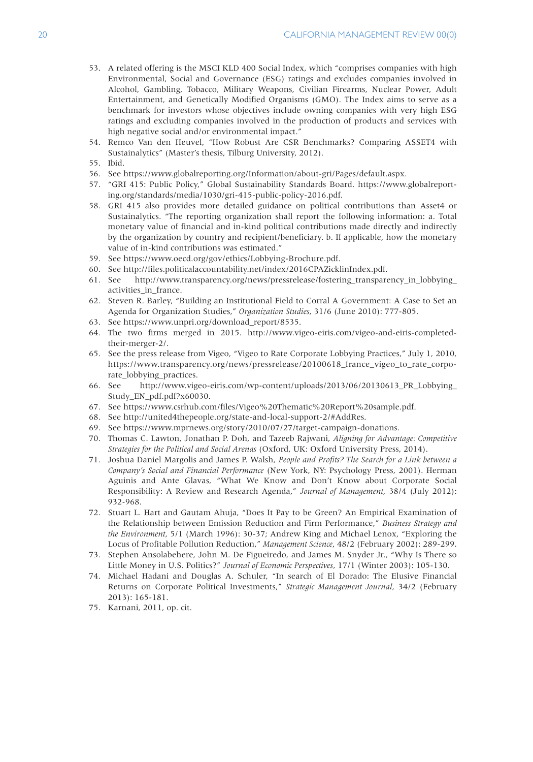53. A related offering is the MSCI KLD 400 Social Index, which "comprises companies with high Environmental, Social and Governance (ESG) ratings and excludes companies involved in Alcohol, Gambling, Tobacco, Military Weapons, Civilian Firearms, Nuclear Power, Adult Entertainment, and Genetically Modified Organisms (GMO). The Index aims to serve as a benchmark for investors whose objectives include owning companies with very high ESG ratings and excluding companies involved in the production of products and services with high negative social and/or environmental impact."
54. Remco Van den Heuvel, "How Robust Are CSR Benchmarks? Comparing ASSET4 with Sustainalytics" (Master's thesis, Tilburg University, 2012).
55. Ibid.
56. See https://www.globalreporting.org/Information/about-gri/Pages/default.aspx.
57. "GRI 415: Public Policy," Global Sustainability Standards Board. https://www.globalreporting.org/standards/media/1030/gri-415-public-policy-2016.pdf.
58. GRI 415 also provides more detailed guidance on political contributions than Asset4 or Sustainalytics. "The reporting organization shall report the following information: a. Total monetary value of financial and in-kind political contributions made directly and indirectly by the organization by country and recipient/beneficiary. b. If applicable, how the monetary value of in-kind contributions was estimated."
59. See https://www.oecd.org/gov/ethics/Lobbying-Brochure.pdf.
60. See http://files.politicalaccountability.net/index/2016CPAZicklinIndex.pdf.
61. See http://www.transparency.org/news/pressrelease/fostering_transparency_in_lobbying_activities_in_france.
62. Steven R. Barley, "Building an Institutional Field to Corral A Government: A Case to Set an Agenda for Organization Studies," *Organization Studies*, 31/6 (June 2010): 777-805.
63. See https://www.unpri.org/download_report/8535.
64. The two firms merged in 2015. http://www.vigeo-eiris.com/vigeo-and-eiris-completed-their-merger-2/.
65. See the press release from Vigeo, "Vigeo to Rate Corporate Lobbying Practices," July 1, 2010, https://www.transparency.org/news/pressrelease/20100618_france_vigeo_to_rate_corporate_lobbying_practices.
66. See http://www.vigeo-eiris.com/wp-content/uploads/2013/06/20130613_PR_Lobbying_Study_EN_pdf.pdf?x60030.
67. See https://www.csrhub.com/files/Vigeo%20Thematic%20Report%20sample.pdf.
68. See http://united4thepeople.org/state-and-local-support-2/#AddRes.
69. See https://www.mprnews.org/story/2010/07/27/target-campaign-donations.
70. Thomas C. Lawton, Jonathan P. Doh, and Tazeeb Rajwani, *Aligning for Advantage: Competitive Strategies for the Political and Social Arenas* (Oxford, UK: Oxford University Press, 2014).
71. Joshua Daniel Margolis and James P. Walsh, *People and Profits? The Search for a Link between a Company's Social and Financial Performance* (New York, NY: Psychology Press, 2001). Herman Aguinis and Ante Glavas, "What We Know and Don't Know about Corporate Social Responsibility: A Review and Research Agenda," *Journal of Management*, 38/4 (July 2012): 932-968.
72. Stuart L. Hart and Gautam Ahuja, "Does It Pay to be Green? An Empirical Examination of the Relationship between Emission Reduction and Firm Performance," *Business Strategy and the Environment*, 5/1 (March 1996): 30-37; Andrew King and Michael Lenox, "Exploring the Locus of Profitable Pollution Reduction," *Management Science*, 48/2 (February 2002): 289-299.
73. Stephen Ansolabehere, John M. De Figueiredo, and James M. Snyder Jr., "Why Is There so Little Money in U.S. Politics?" *Journal of Economic Perspectives*, 17/1 (Winter 2003): 105-130.
74. Michael Hadani and Douglas A. Schuler, "In search of El Dorado: The Elusive Financial Returns on Corporate Political Investments," *Strategic Management Journal*, 34/2 (February 2013): 165-181.
75. Karnani, 2011, op. cit.